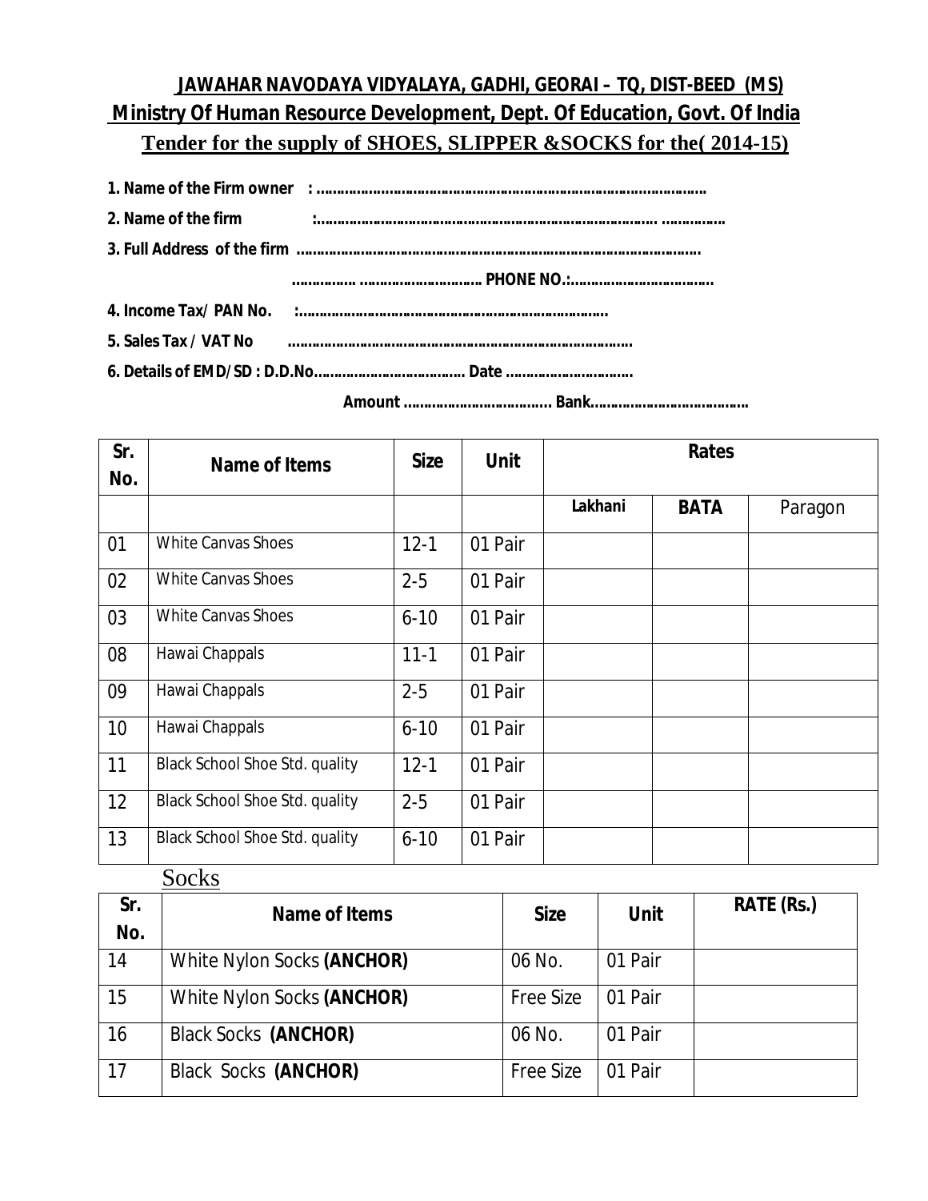# JAWAHAR NAVODAYA VIDYALAYA, GADHI, GEORAI – TQ, DIST-BEED (MS)

## Ministry Of Human Resource Development, Dept. Of Education, Govt. Of India

### Tender for the supply of SHOES, SLIPPER &SOCKS for the( 2014-15)

**1. Name of the Firm owner : ……………………………………………………………………………………**

**2. Name of the firm :………………………………………………………………………. ……………**

**3. Full Address of the firm ………………………………………………………………………………………**

**…………… ……………………….. PHONE NO.:…………………………….**

**4. Income Tax/ PAN No. :…………………………………………………………………**

**5. Sales Tax / VAT No ………………………………………………………………………**

**6. Details of EMD/SD : D.D.No………………………………. Date …………………………**

**Amount ……………………………. Bank……………………………….**

| Sr. No. | Name of Items | Size | Unit | Rates | | |
|---|---|---|---|---|---|---|
| | | | | **Lakhani** | **BATA** | Paragon |
| 01 | White Canvas Shoes | 12-1 | 01 Pair | | | |
| 02 | White Canvas Shoes | 2-5 | 01 Pair | | | |
| 03 | White Canvas Shoes | 6-10 | 01 Pair | | | |
| 08 | Hawai Chappals | 11-1 | 01 Pair | | | |
| 09 | Hawai Chappals | 2-5 | 01 Pair | | | |
| 10 | Hawai Chappals | 6-10 | 01 Pair | | | |
| 11 | Black School Shoe Std. quality | 12-1 | 01 Pair | | | |
| 12 | Black School Shoe Std. quality | 2-5 | 01 Pair | | | |
| 13 | Black School Shoe Std. quality | 6-10 | 01 Pair | | | |

Socks

| Sr. No. | Name of Items | Size | Unit | RATE (Rs.) |
|---|---|---|---|---|
| 14 | White Nylon Socks **(ANCHOR)** | 06 No. | 01 Pair | |
| 15 | White Nylon Socks **(ANCHOR)** | Free Size | 01 Pair | |
| 16 | Black Socks **(ANCHOR)** | 06 No. | 01 Pair | |
| 17 | Black Socks **(ANCHOR)** | Free Size | 01 Pair | |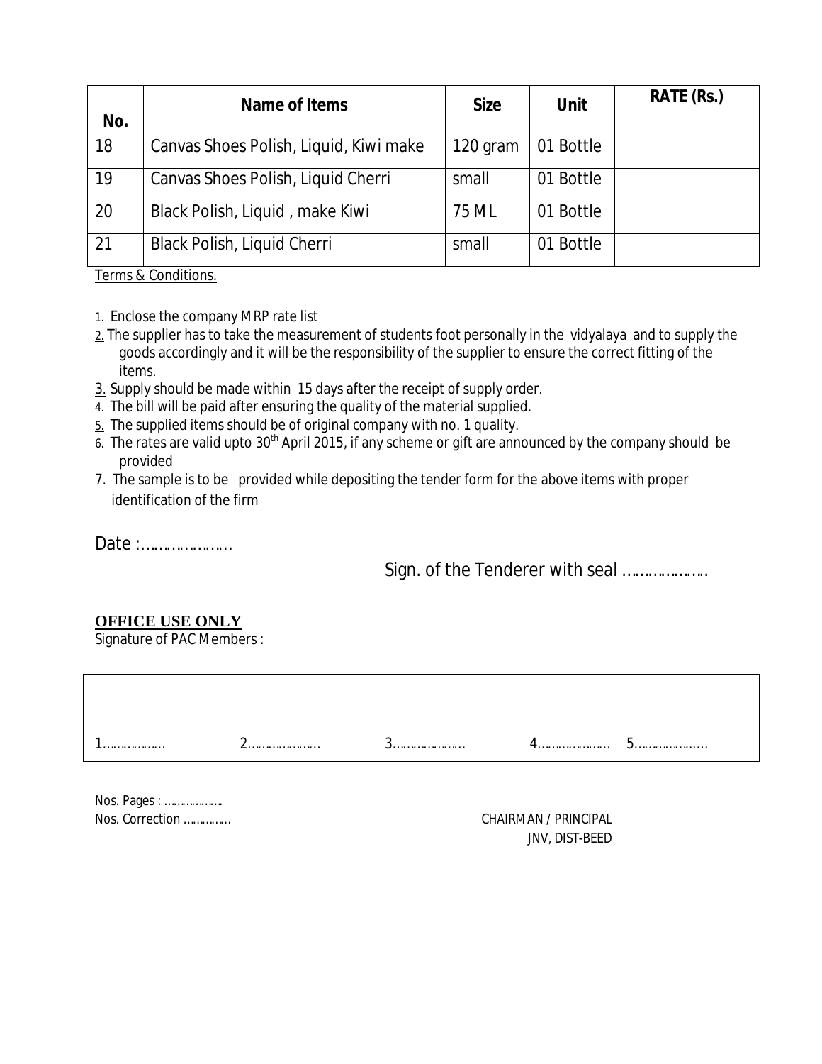| No. | Name of Items | Size | Unit | RATE (Rs.) |
| --- | --- | --- | --- | --- |
| 18 | Canvas Shoes Polish, Liquid, Kiwi make | 120 gram | 01 Bottle | |
| 19 | Canvas Shoes Polish, Liquid Cherri | small | 01 Bottle | |
| 20 | Black Polish, Liquid , make Kiwi | 75 ML | 01 Bottle | |
| 21 | Black Polish, Liquid Cherri | small | 01 Bottle | |

Terms & Conditions.

1. Enclose the company MRP rate list
2. The supplier has to take the measurement of students foot personally in the vidyalaya and to supply the goods accordingly and it will be the responsibility of the supplier to ensure the correct fitting of the items.
3. Supply should be made within 15 days after the receipt of supply order.
4. The bill will be paid after ensuring the quality of the material supplied.
5. The supplied items should be of original company with no. 1 quality.
6. The rates are valid upto 30th April 2015, if any scheme or gift are announced by the company should be provided
7. The sample is to be provided while depositing the tender form for the above items with proper identification of the firm

Date :…………………

Sign. of the Tenderer with seal ……………….

**OFFICE USE ONLY**

Signature of PAC Members :

1……………… 2………………… 3………………… 4………………… 5…………………

Nos. Pages : ……………….

Nos. Correction ……………

CHAIRMAN / PRINCIPAL

JNV, DIST-BEED